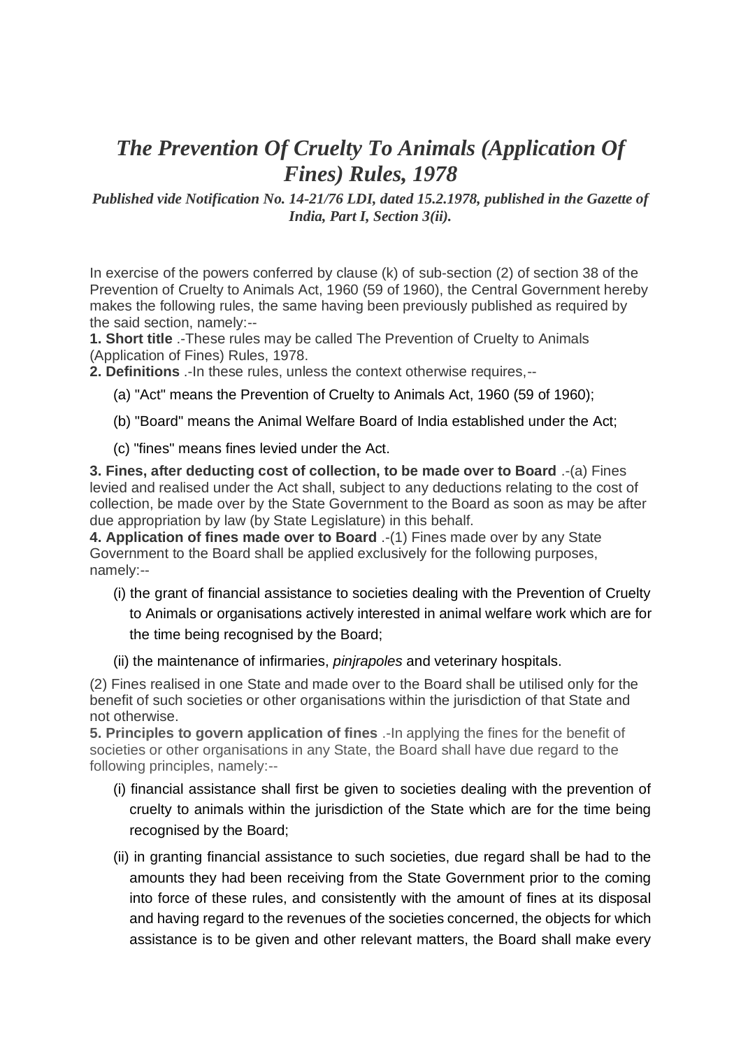# *The Prevention Of Cruelty To Animals (Application Of Fines) Rules, 1978*

***Published vide Notification No. 14-21/76 LDI, dated 15.2.1978, published in the Gazette of India, Part I, Section 3(ii).***

In exercise of the powers conferred by clause (k) of sub-section (2) of section 38 of the Prevention of Cruelty to Animals Act, 1960 (59 of 1960), the Central Government hereby makes the following rules, the same having been previously published as required by the said section, namely:--

**1. Short title** .-These rules may be called The Prevention of Cruelty to Animals (Application of Fines) Rules, 1978.

**2. Definitions** .-In these rules, unless the context otherwise requires,--

(a) "Act" means the Prevention of Cruelty to Animals Act, 1960 (59 of 1960);

(b) "Board" means the Animal Welfare Board of India established under the Act;

(c) "fines" means fines levied under the Act.

**3. Fines, after deducting cost of collection, to be made over to Board** .-(a) Fines levied and realised under the Act shall, subject to any deductions relating to the cost of collection, be made over by the State Government to the Board as soon as may be after due appropriation by law (by State Legislature) in this behalf.

**4. Application of fines made over to Board** .-(1) Fines made over by any State Government to the Board shall be applied exclusively for the following purposes, namely:--

(i) the grant of financial assistance to societies dealing with the Prevention of Cruelty to Animals or organisations actively interested in animal welfare work which are for the time being recognised by the Board;

(ii) the maintenance of infirmaries, *pinjrapoles* and veterinary hospitals.

(2) Fines realised in one State and made over to the Board shall be utilised only for the benefit of such societies or other organisations within the jurisdiction of that State and not otherwise.

**5. Principles to govern application of fines** .-In applying the fines for the benefit of societies or other organisations in any State, the Board shall have due regard to the following principles, namely:--

(i) financial assistance shall first be given to societies dealing with the prevention of cruelty to animals within the jurisdiction of the State which are for the time being recognised by the Board;

(ii) in granting financial assistance to such societies, due regard shall be had to the amounts they had been receiving from the State Government prior to the coming into force of these rules, and consistently with the amount of fines at its disposal and having regard to the revenues of the societies concerned, the objects for which assistance is to be given and other relevant matters, the Board shall make every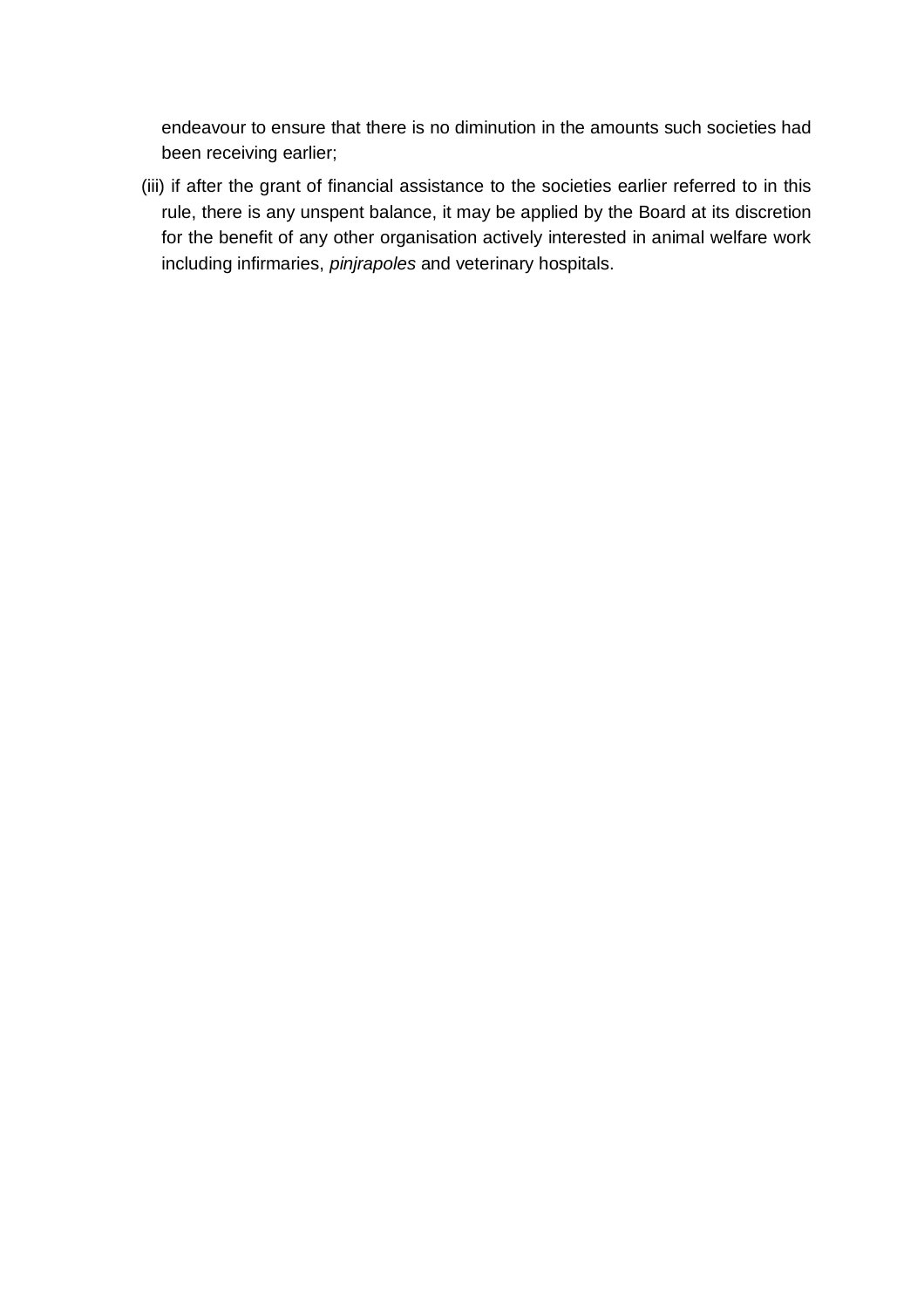endeavour to ensure that there is no diminution in the amounts such societies had been receiving earlier;

(iii) if after the grant of financial assistance to the societies earlier referred to in this rule, there is any unspent balance, it may be applied by the Board at its discretion for the benefit of any other organisation actively interested in animal welfare work including infirmaries, *pinjrapoles* and veterinary hospitals.